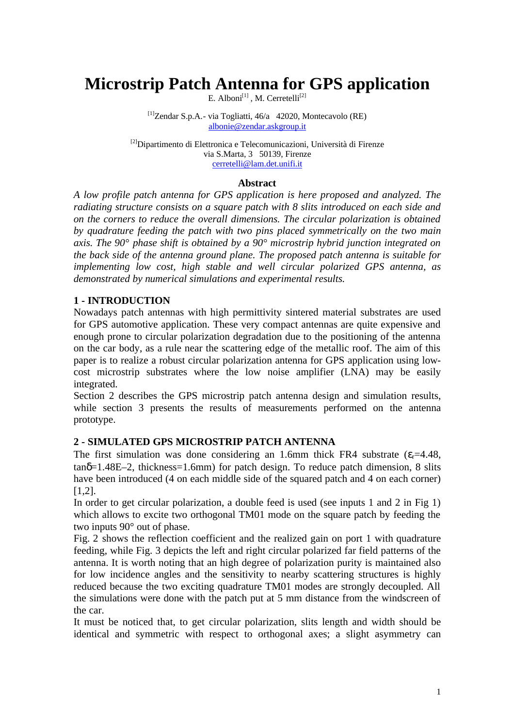# Microstrip Patch Antenna for GPS application

E. Alboni[1] , M. Cerretelli[2]

[1]Zendar S.p.A.- via Togliatti, 46/a 42020, Montecavolo (RE)
albonie@zendar.askgroup.it

[2]Dipartimento di Elettronica e Telecomunicazioni, Università di Firenze
via S.Marta, 3 50139, Firenze
cerretelli@lam.det.unifi.it

## Abstract

*A low profile patch antenna for GPS application is here proposed and analyzed. The radiating structure consists on a square patch with 8 slits introduced on each side and on the corners to reduce the overall dimensions. The circular polarization is obtained by quadrature feeding the patch with two pins placed symmetrically on the two main axis. The 90° phase shift is obtained by a 90° microstrip hybrid junction integrated on the back side of the antenna ground plane. The proposed patch antenna is suitable for implementing low cost, high stable and well circular polarized GPS antenna, as demonstrated by numerical simulations and experimental results.*

## 1 - INTRODUCTION

Nowadays patch antennas with high permittivity sintered material substrates are used for GPS automotive application. These very compact antennas are quite expensive and enough prone to circular polarization degradation due to the positioning of the antenna on the car body, as a rule near the scattering edge of the metallic roof. The aim of this paper is to realize a robust circular polarization antenna for GPS application using low-cost microstrip substrates where the low noise amplifier (LNA) may be easily integrated.

Section 2 describes the GPS microstrip patch antenna design and simulation results, while section 3 presents the results of measurements performed on the antenna prototype.

## 2 - SIMULATED GPS MICROSTRIP PATCH ANTENNA

The first simulation was done considering an 1.6mm thick FR4 substrate ($\varepsilon_r$=4.48, tan$\delta$=1.48E–2, thickness=1.6mm) for patch design. To reduce patch dimension, 8 slits have been introduced (4 on each middle side of the squared patch and 4 on each corner) [1,2].

In order to get circular polarization, a double feed is used (see inputs 1 and 2 in Fig 1) which allows to excite two orthogonal TM01 mode on the square patch by feeding the two inputs 90° out of phase.

Fig. 2 shows the reflection coefficient and the realized gain on port 1 with quadrature feeding, while Fig. 3 depicts the left and right circular polarized far field patterns of the antenna. It is worth noting that an high degree of polarization purity is maintained also for low incidence angles and the sensitivity to nearby scattering structures is highly reduced because the two exciting quadrature TM01 modes are strongly decoupled. All the simulations were done with the patch put at 5 mm distance from the windscreen of the car.

It must be noticed that, to get circular polarization, slits length and width should be identical and symmetric with respect to orthogonal axes; a slight asymmetry can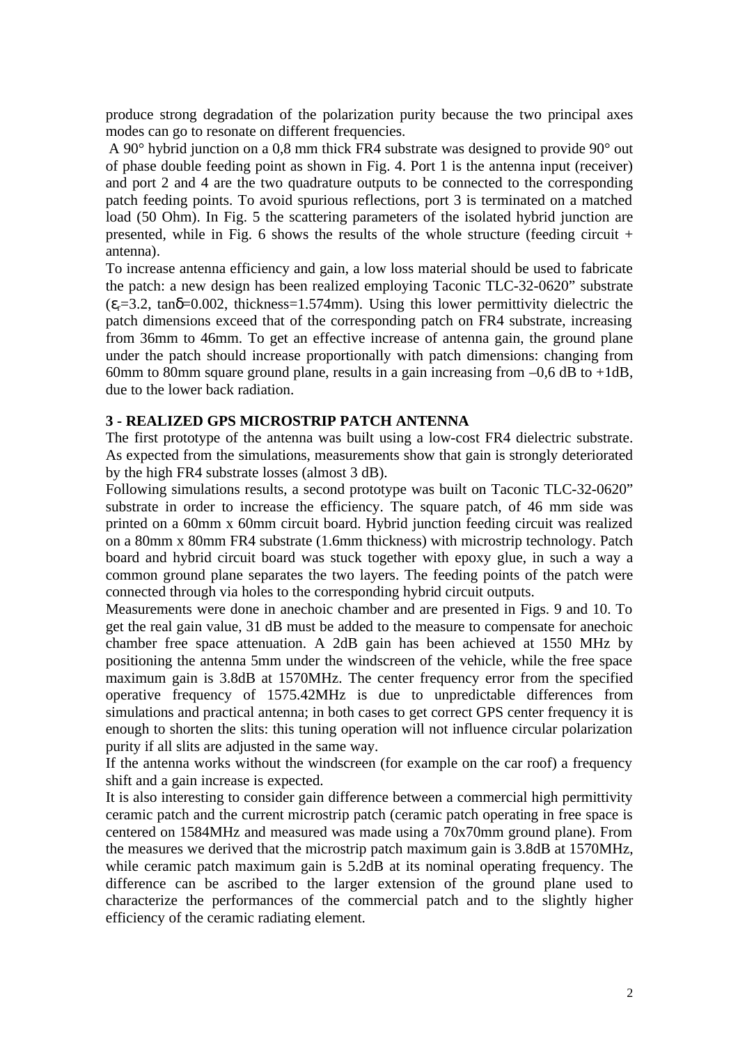produce strong degradation of the polarization purity because the two principal axes modes can go to resonate on different frequencies.

A 90° hybrid junction on a 0,8 mm thick FR4 substrate was designed to provide 90° out of phase double feeding point as shown in Fig. 4. Port 1 is the antenna input (receiver) and port 2 and 4 are the two quadrature outputs to be connected to the corresponding patch feeding points. To avoid spurious reflections, port 3 is terminated on a matched load (50 Ohm). In Fig. 5 the scattering parameters of the isolated hybrid junction are presented, while in Fig. 6 shows the results of the whole structure (feeding circuit + antenna).

To increase antenna efficiency and gain, a low loss material should be used to fabricate the patch: a new design has been realized employing Taconic TLC-32-0620" substrate ($\varepsilon_r$=3.2, tan$\delta$=0.002, thickness=1.574mm). Using this lower permittivity dielectric the patch dimensions exceed that of the corresponding patch on FR4 substrate, increasing from 36mm to 46mm. To get an effective increase of antenna gain, the ground plane under the patch should increase proportionally with patch dimensions: changing from 60mm to 80mm square ground plane, results in a gain increasing from –0,6 dB to +1dB, due to the lower back radiation.

## 3 - REALIZED GPS MICROSTRIP PATCH ANTENNA

The first prototype of the antenna was built using a low-cost FR4 dielectric substrate. As expected from the simulations, measurements show that gain is strongly deteriorated by the high FR4 substrate losses (almost 3 dB).

Following simulations results, a second prototype was built on Taconic TLC-32-0620" substrate in order to increase the efficiency. The square patch, of 46 mm side was printed on a 60mm x 60mm circuit board. Hybrid junction feeding circuit was realized on a 80mm x 80mm FR4 substrate (1.6mm thickness) with microstrip technology. Patch board and hybrid circuit board was stuck together with epoxy glue, in such a way a common ground plane separates the two layers. The feeding points of the patch were connected through via holes to the corresponding hybrid circuit outputs.

Measurements were done in anechoic chamber and are presented in Figs. 9 and 10. To get the real gain value, 31 dB must be added to the measure to compensate for anechoic chamber free space attenuation. A 2dB gain has been achieved at 1550 MHz by positioning the antenna 5mm under the windscreen of the vehicle, while the free space maximum gain is 3.8dB at 1570MHz. The center frequency error from the specified operative frequency of 1575.42MHz is due to unpredictable differences from simulations and practical antenna; in both cases to get correct GPS center frequency it is enough to shorten the slits: this tuning operation will not influence circular polarization purity if all slits are adjusted in the same way.

If the antenna works without the windscreen (for example on the car roof) a frequency shift and a gain increase is expected.

It is also interesting to consider gain difference between a commercial high permittivity ceramic patch and the current microstrip patch (ceramic patch operating in free space is centered on 1584MHz and measured was made using a 70x70mm ground plane). From the measures we derived that the microstrip patch maximum gain is 3.8dB at 1570MHz, while ceramic patch maximum gain is 5.2dB at its nominal operating frequency. The difference can be ascribed to the larger extension of the ground plane used to characterize the performances of the commercial patch and to the slightly higher efficiency of the ceramic radiating element.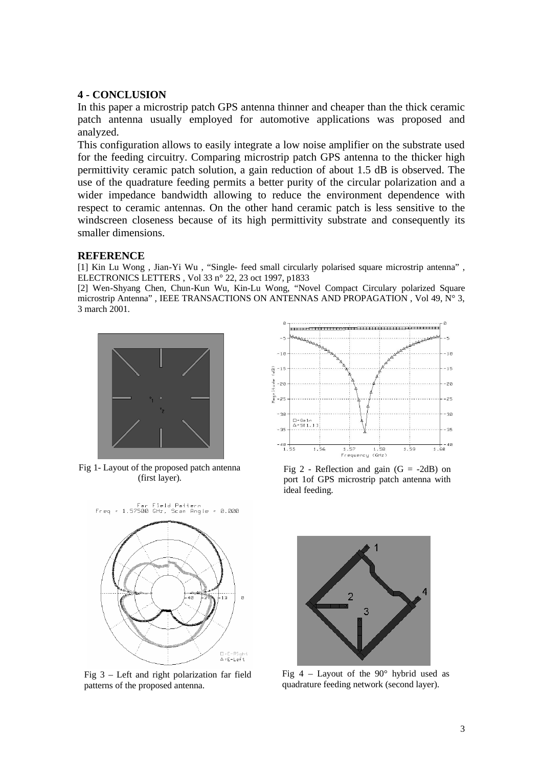## 4 - CONCLUSION

In this paper a microstrip patch GPS antenna thinner and cheaper than the thick ceramic patch antenna usually employed for automotive applications was proposed and analyzed.

This configuration allows to easily integrate a low noise amplifier on the substrate used for the feeding circuitry. Comparing microstrip patch GPS antenna to the thicker high permittivity ceramic patch solution, a gain reduction of about 1.5 dB is observed. The use of the quadrature feeding permits a better purity of the circular polarization and a wider impedance bandwidth allowing to reduce the environment dependence with respect to ceramic antennas. On the other hand ceramic patch is less sensitive to the windscreen closeness because of its high permittivity substrate and consequently its smaller dimensions.

## REFERENCE

[1] Kin Lu Wong , Jian-Yi Wu , "Single- feed small circularly polarised square microstrip antenna" , ELECTRONICS LETTERS , Vol 33 n° 22, 23 oct 1997, p1833

[2] Wen-Shyang Chen, Chun-Kun Wu, Kin-Lu Wong, "Novel Compact Circulary polarized Square microstrip Antenna" , IEEE TRANSACTIONS ON ANTENNAS AND PROPAGATION , Vol 49, N° 3, 3 march 2001.

Fig 1- Layout of the proposed patch antenna (first layer).

Fig 2 - Reflection and gain (G = -2dB) on port 1of GPS microstrip patch antenna with ideal feeding.

Fig 3 – Left and right polarization far field patterns of the proposed antenna.

Fig 4 – Layout of the 90° hybrid used as quadrature feeding network (second layer).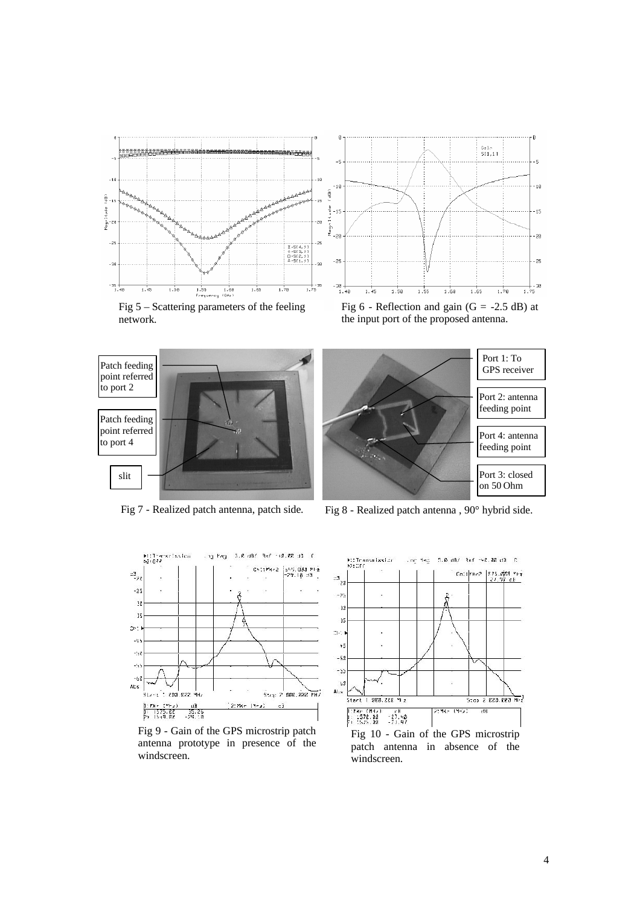Fig 5 – Scattering parameters of the feeling network.

Fig 6 - Reflection and gain (G = -2.5 dB) at the input port of the proposed antenna.

Patch feeding point referred to port 2

Patch feeding point referred to port 4

slit

Fig 7 - Realized patch antenna, patch side.

Port 1: To GPS receiver

Port 2: antenna feeding point

Port 4: antenna feeding point

Port 3: closed on 50 Ohm

Fig 8 - Realized patch antenna , 90° hybrid side.

Fig 9 - Gain of the GPS microstrip patch antenna prototype in presence of the windscreen.

Fig 10 - Gain of the GPS microstrip patch antenna in absence of the windscreen.